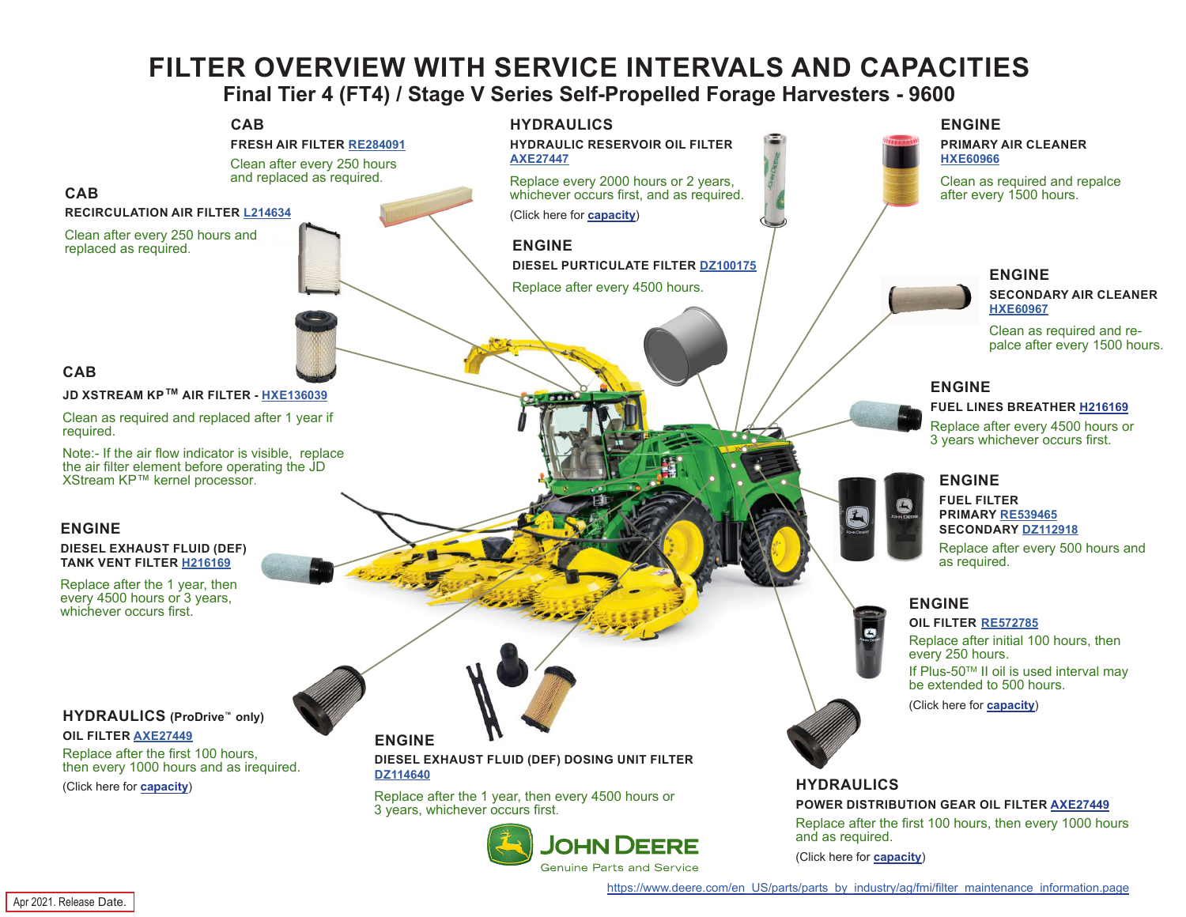# FILTER OVERVIEW WITH SERVICE INTERVALS AND CAPACITIES

## Final Tier 4 (FT4) / Stage V Series Self-Propelled Forage Harvesters - 9600

### CAB

**FRESH AIR FILTER RE284091**

Clean after every 250 hours and replaced as required.

### CAB

**RECIRCULATION AIR FILTER L214634**

Clean after every 250 hours and replaced as required.

### CAB

**JD XSTREAM KP™ AIR FILTER - HXE136039**

Clean as required and replaced after 1 year if required.

Note:- If the air flow indicator is visible, replace the air filter element before operating the JD XStream KP™ kernel processor.

### ENGINE

**DIESEL EXHAUST FLUID (DEF) TANK VENT FILTER H216169**

Replace after the 1 year, then every 4500 hours or 3 years, whichever occurs first.

### HYDRAULICS (ProDrive™ only)

**OIL FILTER AXE27449**

Replace after the first 100 hours, then every 1000 hours and as irequired.

(Click here for capacity)

### HYDRAULICS

**HYDRAULIC RESERVOIR OIL FILTER AXE27447**

Replace every 2000 hours or 2 years, whichever occurs first, and as required.

(Click here for capacity)

### ENGINE

**DIESEL PURTICULATE FILTER DZ100175**

Replace after every 4500 hours.

### ENGINE

**DIESEL EXHAUST FLUID (DEF) DOSING UNIT FILTER DZ114640**

Replace after the 1 year, then every 4500 hours or 3 years, whichever occurs first.

### ENGINE

**PRIMARY AIR CLEANER HXE60966**

Clean as required and repalce after every 1500 hours.

### ENGINE

**SECONDARY AIR CLEANER HXE60967**

Clean as required and re-palce after every 1500 hours.

### ENGINE

**FUEL LINES BREATHER H216169**

Replace after every 4500 hours or 3 years whichever occurs first.

### ENGINE

**FUEL FILTER**
**PRIMARY RE539465**
**SECONDARY DZ112918**

Replace after every 500 hours and as required.

### ENGINE

**OIL FILTER RE572785**

Replace after initial 100 hours, then every 250 hours.

If Plus-50™ II oil is used interval may be extended to 500 hours.

(Click here for capacity)

### HYDRAULICS

**POWER DISTRIBUTION GEAR OIL FILTER AXE27449**

Replace after the first 100 hours, then every 1000 hours and as required.

(Click here for capacity)

JOHN DEERE
Genuine Parts and Service

https://www.deere.com/en_US/parts/parts_by_industry/ag/fmi/filter_maintenance_information.page

Apr 2021. Release Date.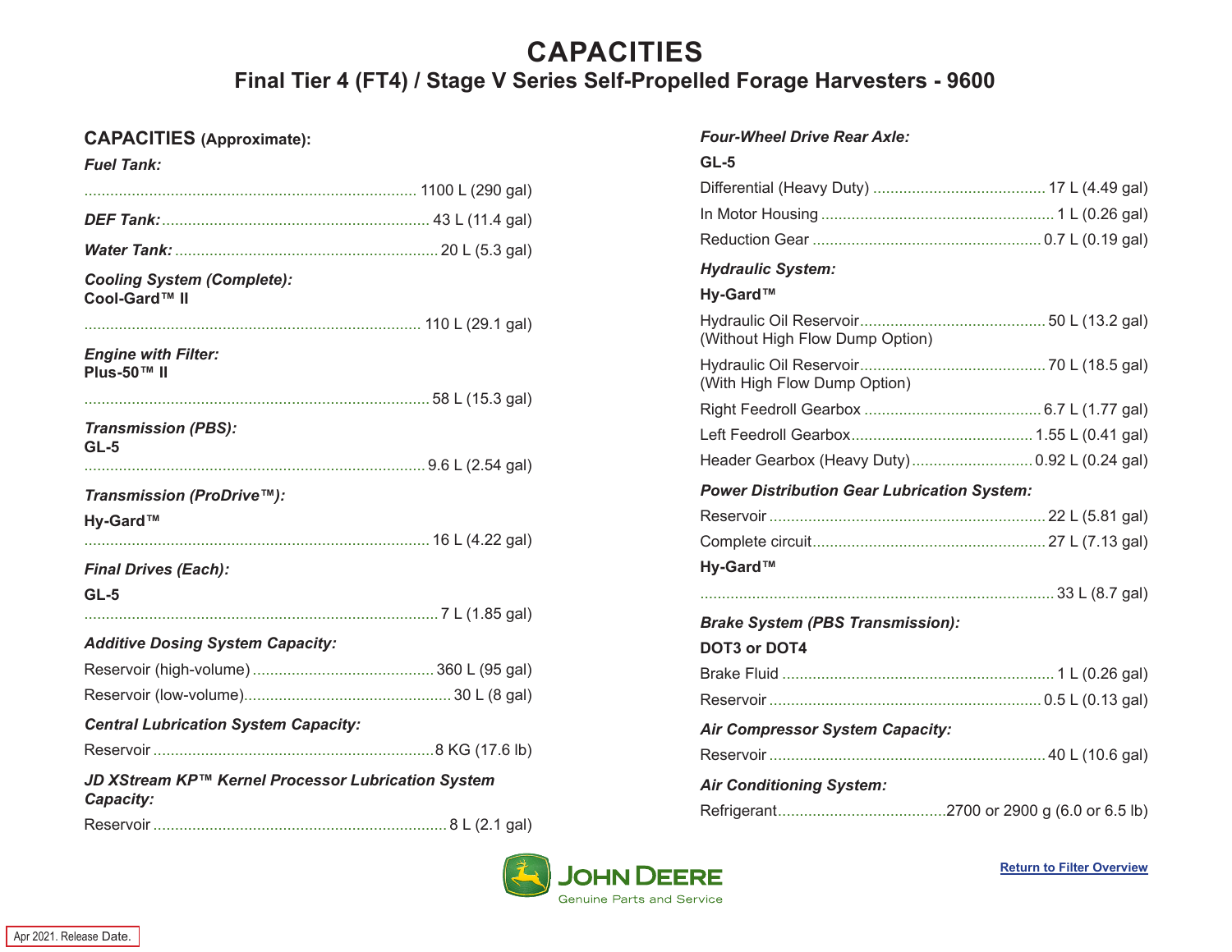# CAPACITIES

## Final Tier 4 (FT4) / Stage V Series Self-Propelled Forage Harvesters - 9600

### CAPACITIES (Approximate):

***Fuel Tank:***

................................................................................ 1100 L (290 gal)

***DEF Tank:*** ................................................ 43 L (11.4 gal)

***Water Tank:*** ................................................ 20 L (5.3 gal)

***Cooling System (Complete):***

**Cool-Gard™ II**

................................................................................ 110 L (29.1 gal)

***Engine with Filter:***

**Plus-50™ II**

................................................................................ 58 L (15.3 gal)

***Transmission (PBS):***

**GL-5**

................................................................................ 9.6 L (2.54 gal)

***Transmission (ProDrive™):***

**Hy-Gard™**

................................................................................ 16 L (4.22 gal)

***Final Drives (Each):***

**GL-5**

................................................................................ 7 L (1.85 gal)

***Additive Dosing System Capacity:***

Reservoir (high-volume) ........................................ 360 L (95 gal)

Reservoir (low-volume)........................................... 30 L (8 gal)

***Central Lubrication System Capacity:***

Reservoir ...........................................................8 KG (17.6 lb)

***JD XStream KP™ Kernel Processor Lubrication System Capacity:***

Reservoir ........................................................... 8 L (2.1 gal)

***Four-Wheel Drive Rear Axle:***

**GL-5**

Differential (Heavy Duty) ....................................... 17 L (4.49 gal)

In Motor Housing ................................................ 1 L (0.26 gal)

Reduction Gear ................................................... 0.7 L (0.19 gal)

***Hydraulic System:***

**Hy-Gard™**

Hydraulic Oil Reservoir.......................................... 50 L (13.2 gal)
(Without High Flow Dump Option)

Hydraulic Oil Reservoir.......................................... 70 L (18.5 gal)
(With High Flow Dump Option)

Right Feedroll Gearbox ........................................ 6.7 L (1.77 gal)

Left Feedroll Gearbox.......................................... 1.55 L (0.41 gal)

Header Gearbox (Heavy Duty).............................. 0.92 L (0.24 gal)

***Power Distribution Gear Lubrication System:***

Reservoir ........................................................... 22 L (5.81 gal)

Complete circuit.................................................. 27 L (7.13 gal)

**Hy-Gard™**

................................................................................ 33 L (8.7 gal)

***Brake System (PBS Transmission):***

**DOT3 or DOT4**

Brake Fluid ........................................................ 1 L (0.26 gal)

Reservoir ........................................................... 0.5 L (0.13 gal)

***Air Compressor System Capacity:***

Reservoir ........................................................... 40 L (10.6 gal)

***Air Conditioning System:***

Refrigerant...................................... 2700 or 2900 g (6.0 or 6.5 lb)

JOHN DEERE
Genuine Parts and Service

Return to Filter Overview

Apr 2021. Release Date.